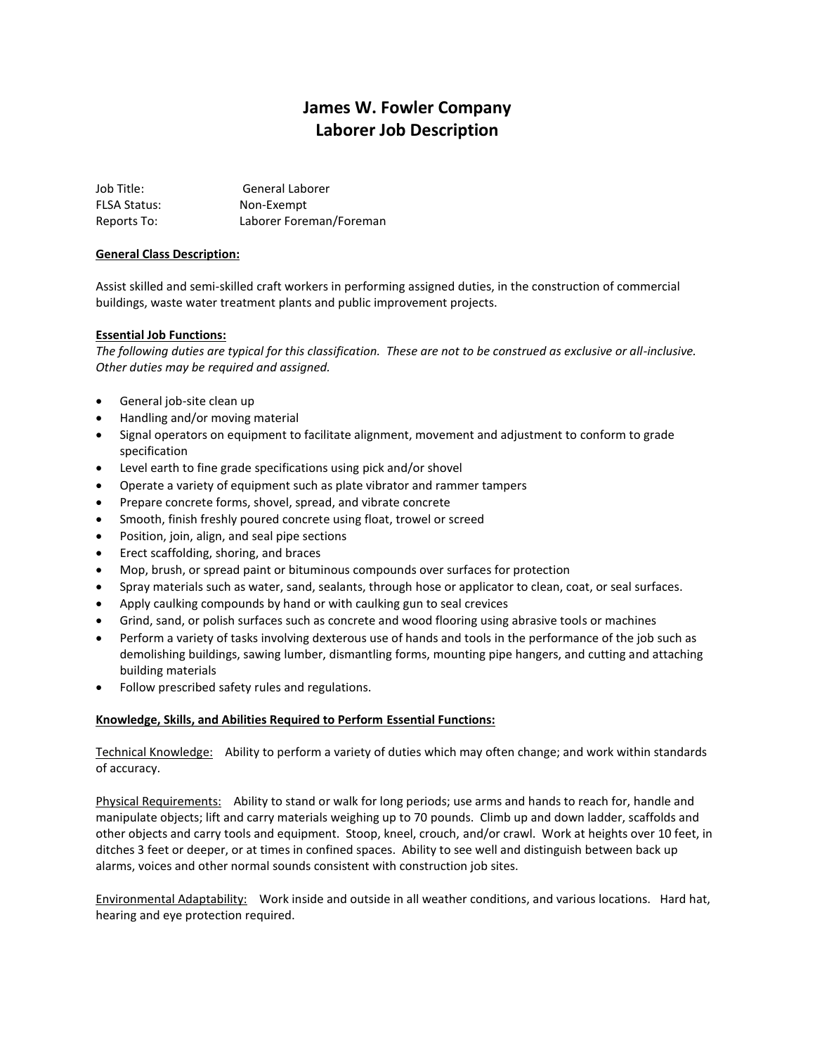# James W. Fowler Company
# Laborer Job Description

Job Title: General Laborer
FLSA Status: Non-Exempt
Reports To: Laborer Foreman/Foreman

**General Class Description:**

Assist skilled and semi-skilled craft workers in performing assigned duties, in the construction of commercial buildings, waste water treatment plants and public improvement projects.

**Essential Job Functions:**

*The following duties are typical for this classification. These are not to be construed as exclusive or all-inclusive. Other duties may be required and assigned.*

- General job-site clean up
- Handling and/or moving material
- Signal operators on equipment to facilitate alignment, movement and adjustment to conform to grade specification
- Level earth to fine grade specifications using pick and/or shovel
- Operate a variety of equipment such as plate vibrator and rammer tampers
- Prepare concrete forms, shovel, spread, and vibrate concrete
- Smooth, finish freshly poured concrete using float, trowel or screed
- Position, join, align, and seal pipe sections
- Erect scaffolding, shoring, and braces
- Mop, brush, or spread paint or bituminous compounds over surfaces for protection
- Spray materials such as water, sand, sealants, through hose or applicator to clean, coat, or seal surfaces.
- Apply caulking compounds by hand or with caulking gun to seal crevices
- Grind, sand, or polish surfaces such as concrete and wood flooring using abrasive tools or machines
- Perform a variety of tasks involving dexterous use of hands and tools in the performance of the job such as demolishing buildings, sawing lumber, dismantling forms, mounting pipe hangers, and cutting and attaching building materials
- Follow prescribed safety rules and regulations.

**Knowledge, Skills, and Abilities Required to Perform Essential Functions:**

Technical Knowledge: Ability to perform a variety of duties which may often change; and work within standards of accuracy.

Physical Requirements: Ability to stand or walk for long periods; use arms and hands to reach for, handle and manipulate objects; lift and carry materials weighing up to 70 pounds. Climb up and down ladder, scaffolds and other objects and carry tools and equipment. Stoop, kneel, crouch, and/or crawl. Work at heights over 10 feet, in ditches 3 feet or deeper, or at times in confined spaces. Ability to see well and distinguish between back up alarms, voices and other normal sounds consistent with construction job sites.

Environmental Adaptability: Work inside and outside in all weather conditions, and various locations. Hard hat, hearing and eye protection required.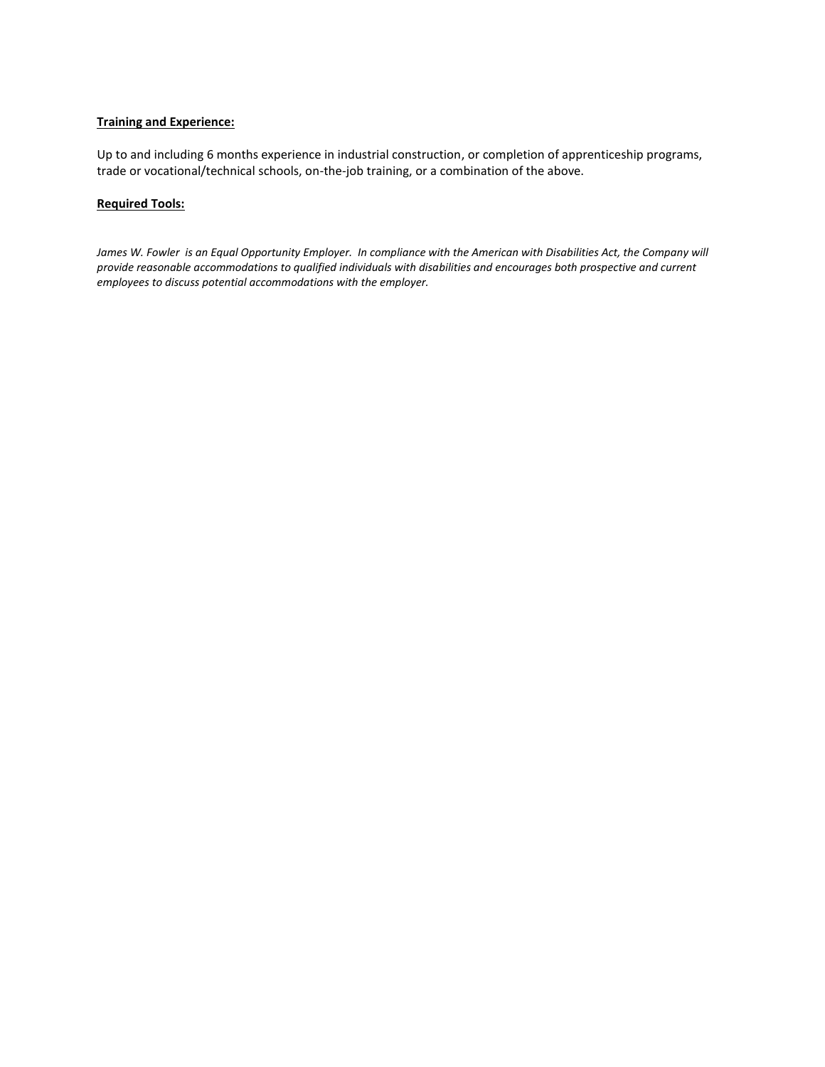**Training and Experience:**

Up to and including 6 months experience in industrial construction, or completion of apprenticeship programs, trade or vocational/technical schools, on-the-job training, or a combination of the above.

**Required Tools:**

*James W. Fowler is an Equal Opportunity Employer. In compliance with the American with Disabilities Act, the Company will provide reasonable accommodations to qualified individuals with disabilities and encourages both prospective and current employees to discuss potential accommodations with the employer.*